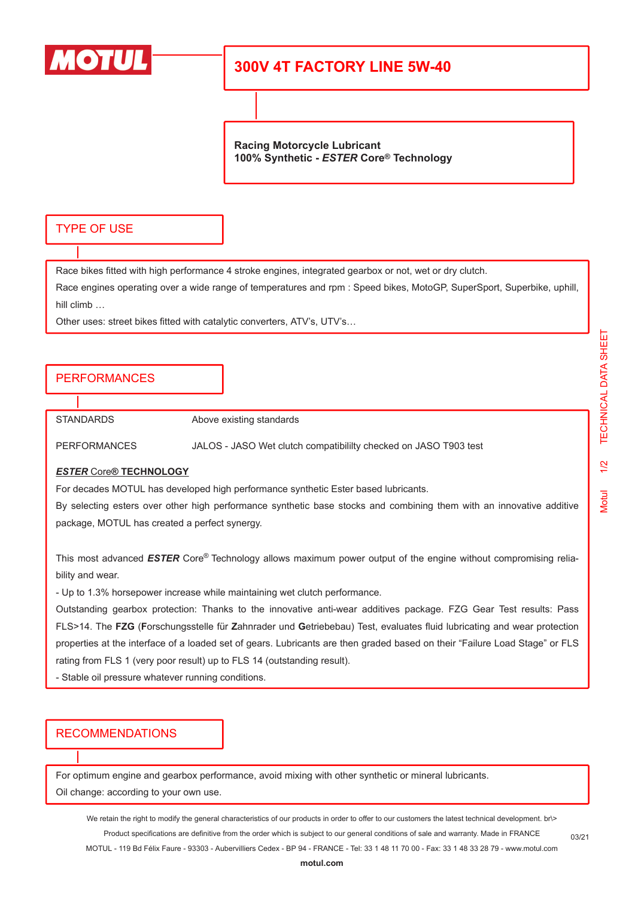MOTUL

# 300V 4T FACTORY LINE 5W-40

**Racing Motorcycle Lubricant**
**100% Synthetic - *ESTER* Core® Technology**

## TYPE OF USE

Race bikes fitted with high performance 4 stroke engines, integrated gearbox or not, wet or dry clutch.

Race engines operating over a wide range of temperatures and rpm : Speed bikes, MotoGP, SuperSport, Superbike, uphill, hill climb …

Other uses: street bikes fitted with catalytic converters, ATV's, UTV's…

## PERFORMANCES

| | |
|---|---|
| STANDARDS | Above existing standards |
| PERFORMANCES | JALOS - JASO Wet clutch compatibililty checked on JASO T903 test |

***ESTER*** **Core® TECHNOLOGY**

For decades MOTUL has developed high performance synthetic Ester based lubricants.

By selecting esters over other high performance synthetic base stocks and combining them with an innovative additive package, MOTUL has created a perfect synergy.

This most advanced ***ESTER*** Core® Technology allows maximum power output of the engine without compromising reliability and wear.

- Up to 1.3% horsepower increase while maintaining wet clutch performance.

Outstanding gearbox protection: Thanks to the innovative anti-wear additives package. FZG Gear Test results: Pass FLS>14. The **FZG** (**F**orschungsstelle für **Z**ahnrader und **G**etriebebau) Test, evaluates fluid lubricating and wear protection properties at the interface of a loaded set of gears. Lubricants are then graded based on their "Failure Load Stage" or FLS rating from FLS 1 (very poor result) up to FLS 14 (outstanding result).

- Stable oil pressure whatever running conditions.

## RECOMMENDATIONS

For optimum engine and gearbox performance, avoid mixing with other synthetic or mineral lubricants.

Oil change: according to your own use.

We retain the right to modify the general characteristics of our products in order to offer to our customers the latest technical development. br\>

Product specifications are definitive from the order which is subject to our general conditions of sale and warranty. Made in FRANCE

MOTUL - 119 Bd Félix Faure - 93303 - Aubervilliers Cedex - BP 94 - FRANCE - Tel: 33 1 48 11 70 00 - Fax: 33 1 48 33 28 79 - www.motul.com

03/21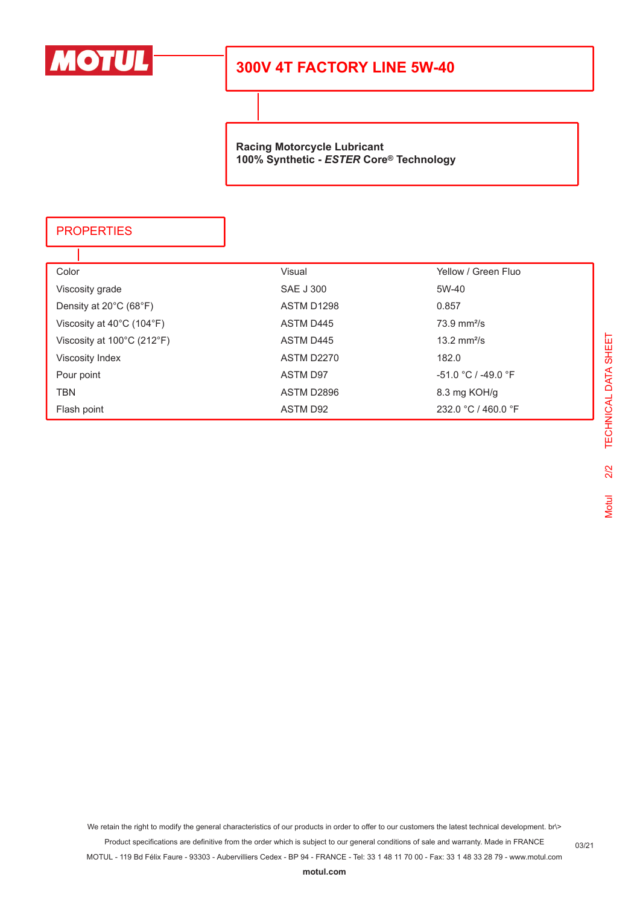# 300V 4T FACTORY LINE 5W-40

**Racing Motorcycle Lubricant**
**100% Synthetic - *ESTER* Core® Technology**

## PROPERTIES

| | | |
|---|---|---|
| Color | Visual | Yellow / Green Fluo |
| Viscosity grade | SAE J 300 | 5W-40 |
| Density at 20°C (68°F) | ASTM D1298 | 0.857 |
| Viscosity at 40°C (104°F) | ASTM D445 | 73.9 mm²/s |
| Viscosity at 100°C (212°F) | ASTM D445 | 13.2 mm²/s |
| Viscosity Index | ASTM D2270 | 182.0 |
| Pour point | ASTM D97 | -51.0 °C / -49.0 °F |
| TBN | ASTM D2896 | 8.3 mg KOH/g |
| Flash point | ASTM D92 | 232.0 °C / 460.0 °F |

We retain the right to modify the general characteristics of our products in order to offer to our customers the latest technical development. br\>
Product specifications are definitive from the order which is subject to our general conditions of sale and warranty. Made in FRANCE
MOTUL - 119 Bd Félix Faure - 93303 - Aubervilliers Cedex - BP 94 - FRANCE - Tel: 33 1 48 11 70 00 - Fax: 33 1 48 33 28 79 - www.motul.com

03/21

**motul.com**